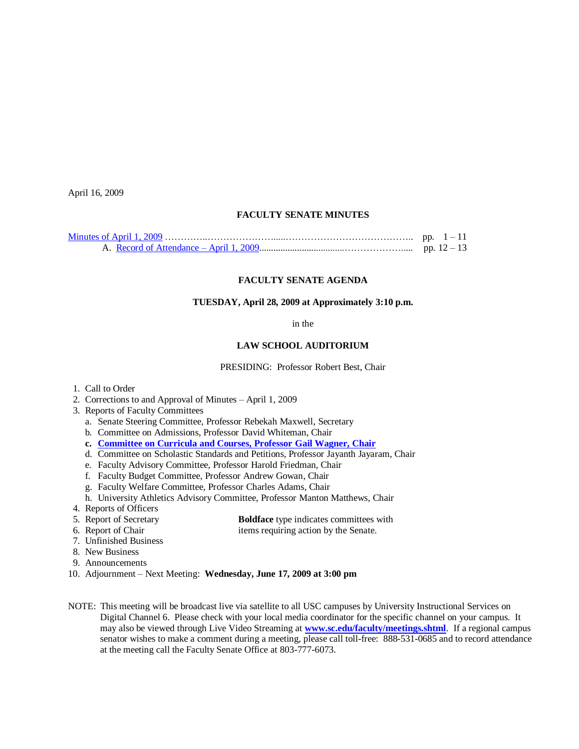April 16, 2009

**FACULTY SENATE MINUTES**

Minutes of April 1, 2009 ……………………………………………………………………… pp. 1 – 11
    A. Record of Attendance – April 1, 2009………………………………………… pp. 12 – 13

**FACULTY SENATE AGENDA**

**TUESDAY, April 28, 2009 at Approximately 3:10 p.m.**

in the

**LAW SCHOOL AUDITORIUM**

PRESIDING: Professor Robert Best, Chair

1. Call to Order
2. Corrections to and Approval of Minutes – April 1, 2009
3. Reports of Faculty Committees
   a. Senate Steering Committee, Professor Rebekah Maxwell, Secretary
   b. Committee on Admissions, Professor David Whiteman, Chair
   **c. Committee on Curricula and Courses, Professor Gail Wagner, Chair**
   d. Committee on Scholastic Standards and Petitions, Professor Jayanth Jayaram, Chair
   e. Faculty Advisory Committee, Professor Harold Friedman, Chair
   f. Faculty Budget Committee, Professor Andrew Gowan, Chair
   g. Faculty Welfare Committee, Professor Charles Adams, Chair
   h. University Athletics Advisory Committee, Professor Manton Matthews, Chair
4. Reports of Officers
5. Report of Secretary
6. Report of Chair
7. Unfinished Business
8. New Business
9. Announcements
10. Adjournment – Next Meeting: **Wednesday, June 17, 2009 at 3:00 pm**

**Boldface** type indicates committees with items requiring action by the Senate.

NOTE: This meeting will be broadcast live via satellite to all USC campuses by University Instructional Services on Digital Channel 6. Please check with your local media coordinator for the specific channel on your campus. It may also be viewed through Live Video Streaming at **www.sc.edu/faculty/meetings.shtml**. If a regional campus senator wishes to make a comment during a meeting, please call toll-free: 888-531-0685 and to record attendance at the meeting call the Faculty Senate Office at 803-777-6073.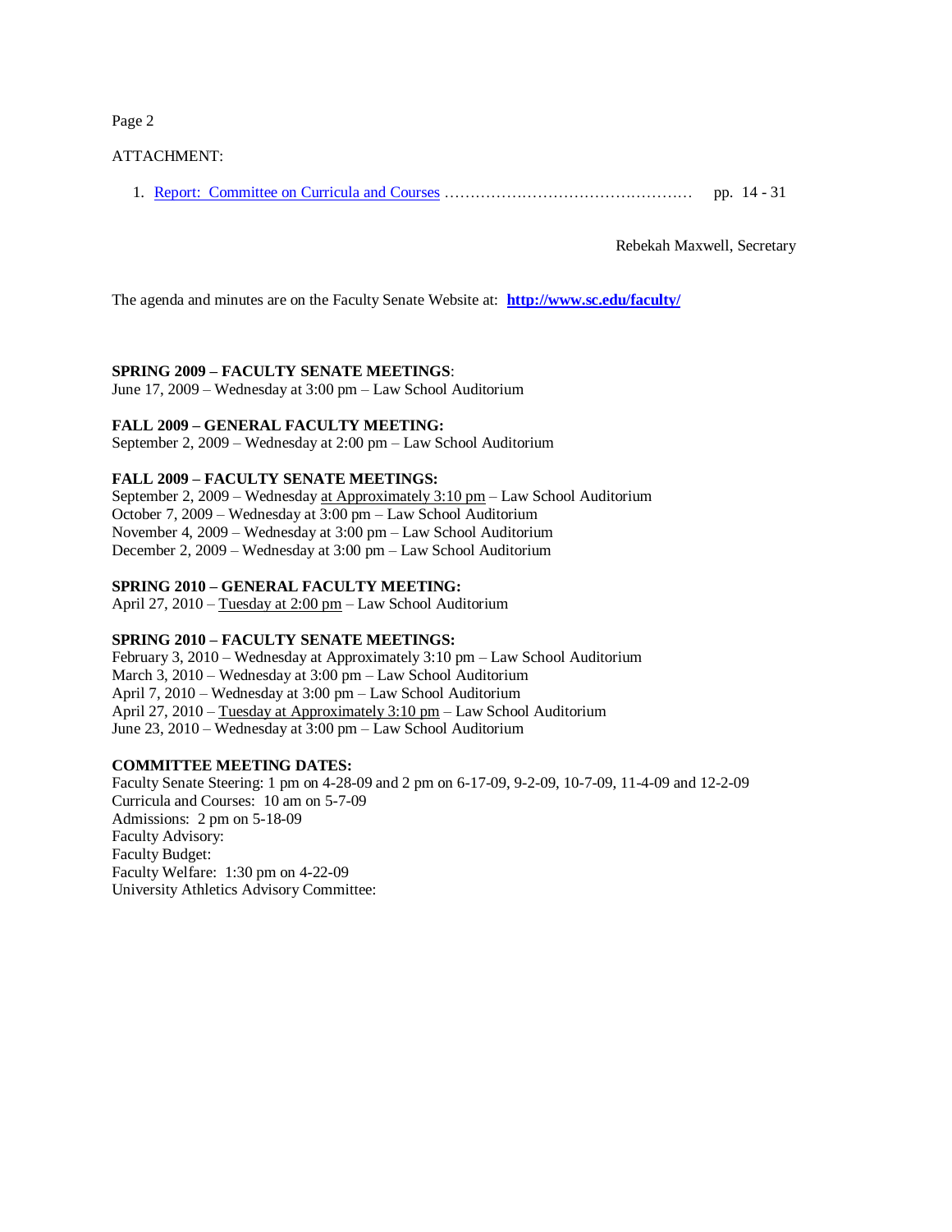ATTACHMENT:

1. Report: Committee on Curricula and Courses …………………………………………. pp. 14 - 31

Rebekah Maxwell, Secretary

The agenda and minutes are on the Faculty Senate Website at: **http://www.sc.edu/faculty/**

**SPRING 2009 – FACULTY SENATE MEETINGS**:
June 17, 2009 – Wednesday at 3:00 pm – Law School Auditorium

**FALL 2009 – GENERAL FACULTY MEETING:**
September 2, 2009 – Wednesday at 2:00 pm – Law School Auditorium

**FALL 2009 – FACULTY SENATE MEETINGS:**
September 2, 2009 – Wednesday at Approximately 3:10 pm – Law School Auditorium
October 7, 2009 – Wednesday at 3:00 pm – Law School Auditorium
November 4, 2009 – Wednesday at 3:00 pm – Law School Auditorium
December 2, 2009 – Wednesday at 3:00 pm – Law School Auditorium

**SPRING 2010 – GENERAL FACULTY MEETING:**
April 27, 2010 – Tuesday at 2:00 pm – Law School Auditorium

**SPRING 2010 – FACULTY SENATE MEETINGS:**
February 3, 2010 – Wednesday at Approximately 3:10 pm – Law School Auditorium
March 3, 2010 – Wednesday at 3:00 pm – Law School Auditorium
April 7, 2010 – Wednesday at 3:00 pm – Law School Auditorium
April 27, 2010 – Tuesday at Approximately 3:10 pm – Law School Auditorium
June 23, 2010 – Wednesday at 3:00 pm – Law School Auditorium

**COMMITTEE MEETING DATES:**
Faculty Senate Steering: 1 pm on 4-28-09 and 2 pm on 6-17-09, 9-2-09, 10-7-09, 11-4-09 and 12-2-09
Curricula and Courses: 10 am on 5-7-09
Admissions: 2 pm on 5-18-09
Faculty Advisory:
Faculty Budget:
Faculty Welfare: 1:30 pm on 4-22-09
University Athletics Advisory Committee: